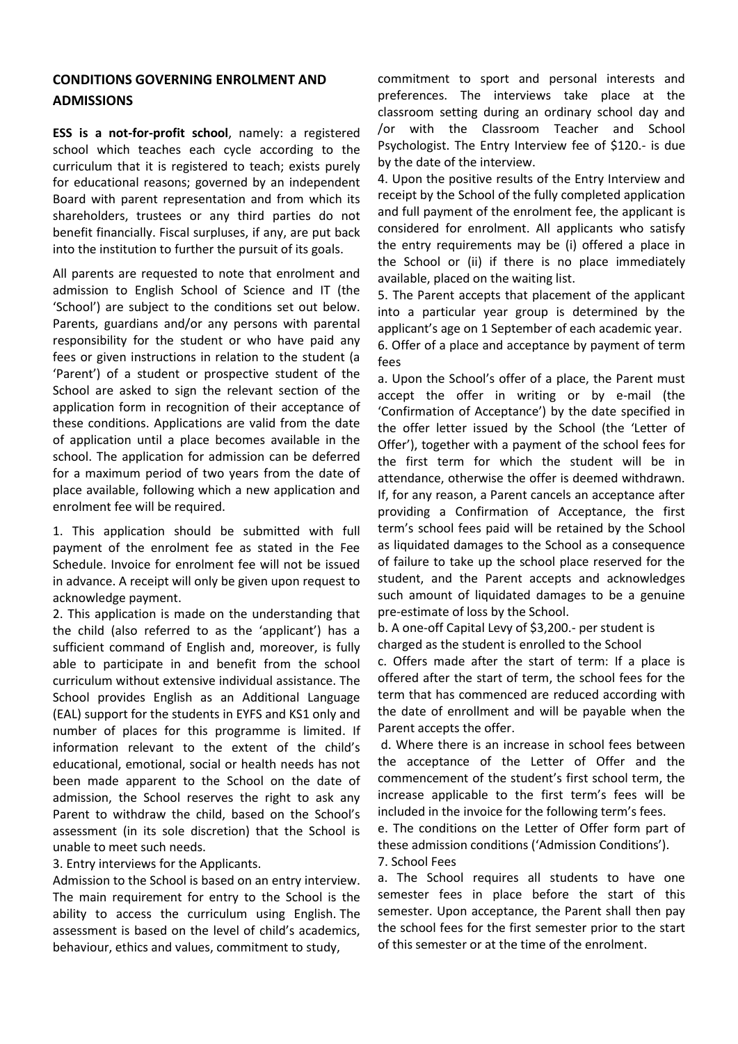## CONDITIONS GOVERNING ENROLMENT AND ADMISSIONS

**ESS is a not-for-profit school**, namely: a registered school which teaches each cycle according to the curriculum that it is registered to teach; exists purely for educational reasons; governed by an independent Board with parent representation and from which its shareholders, trustees or any third parties do not benefit financially. Fiscal surpluses, if any, are put back into the institution to further the pursuit of its goals.

All parents are requested to note that enrolment and admission to English School of Science and IT (the 'School') are subject to the conditions set out below. Parents, guardians and/or any persons with parental responsibility for the student or who have paid any fees or given instructions in relation to the student (a 'Parent') of a student or prospective student of the School are asked to sign the relevant section of the application form in recognition of their acceptance of these conditions. Applications are valid from the date of application until a place becomes available in the school. The application for admission can be deferred for a maximum period of two years from the date of place available, following which a new application and enrolment fee will be required.

1. This application should be submitted with full payment of the enrolment fee as stated in the Fee Schedule. Invoice for enrolment fee will not be issued in advance. A receipt will only be given upon request to acknowledge payment.
2. This application is made on the understanding that the child (also referred to as the 'applicant') has a sufficient command of English and, moreover, is fully able to participate in and benefit from the school curriculum without extensive individual assistance. The School provides English as an Additional Language (EAL) support for the students in EYFS and KS1 only and number of places for this programme is limited. If information relevant to the extent of the child's educational, emotional, social or health needs has not been made apparent to the School on the date of admission, the School reserves the right to ask any Parent to withdraw the child, based on the School's assessment (in its sole discretion) that the School is unable to meet such needs.
3. Entry interviews for the Applicants.

Admission to the School is based on an entry interview. The main requirement for entry to the School is the ability to access the curriculum using English. The assessment is based on the level of child's academics, behaviour, ethics and values, commitment to study, commitment to sport and personal interests and preferences. The interviews take place at the classroom setting during an ordinary school day and /or with the Classroom Teacher and School Psychologist. The Entry Interview fee of $120.- is due by the date of the interview.

4. Upon the positive results of the Entry Interview and receipt by the School of the fully completed application and full payment of the enrolment fee, the applicant is considered for enrolment. All applicants who satisfy the entry requirements may be (i) offered a place in the School or (ii) if there is no place immediately available, placed on the waiting list.
5. The Parent accepts that placement of the applicant into a particular year group is determined by the applicant's age on 1 September of each academic year.
6. Offer of a place and acceptance by payment of term fees

a. Upon the School's offer of a place, the Parent must accept the offer in writing or by e-mail (the 'Confirmation of Acceptance') by the date specified in the offer letter issued by the School (the 'Letter of Offer'), together with a payment of the school fees for the first term for which the student will be in attendance, otherwise the offer is deemed withdrawn. If, for any reason, a Parent cancels an acceptance after providing a Confirmation of Acceptance, the first term's school fees paid will be retained by the School as liquidated damages to the School as a consequence of failure to take up the school place reserved for the student, and the Parent accepts and acknowledges such amount of liquidated damages to be a genuine pre-estimate of loss by the School.

b. A one-off Capital Levy of $3,200.- per student is charged as the student is enrolled to the School

c. Offers made after the start of term: If a place is offered after the start of term, the school fees for the term that has commenced are reduced according with the date of enrollment and will be payable when the Parent accepts the offer.

d. Where there is an increase in school fees between the acceptance of the Letter of Offer and the commencement of the student's first school term, the increase applicable to the first term's fees will be included in the invoice for the following term's fees.

e. The conditions on the Letter of Offer form part of these admission conditions ('Admission Conditions').

7. School Fees

a. The School requires all students to have one semester fees in place before the start of this semester. Upon acceptance, the Parent shall then pay the school fees for the first semester prior to the start of this semester or at the time of the enrolment.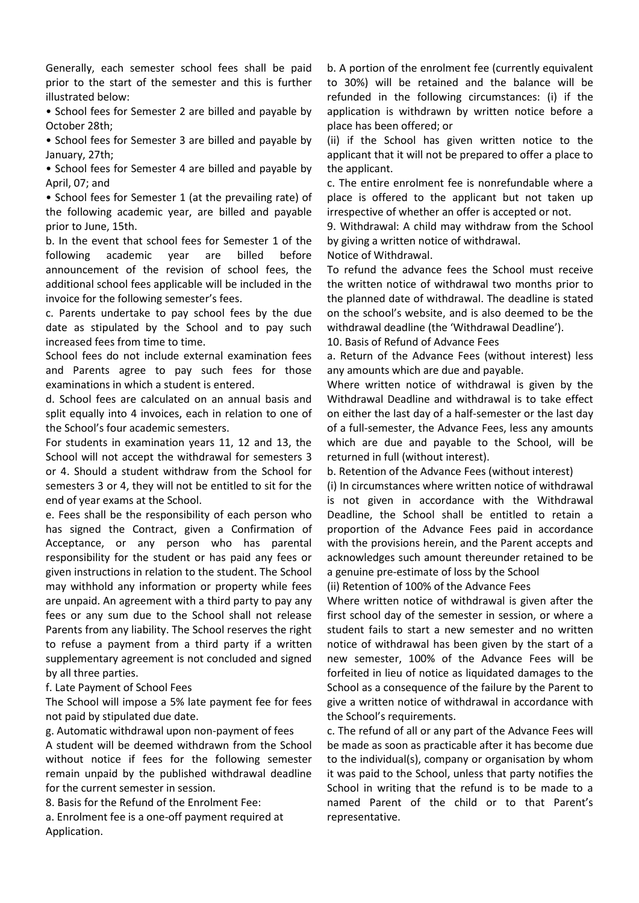Generally, each semester school fees shall be paid prior to the start of the semester and this is further illustrated below:

- School fees for Semester 2 are billed and payable by October 28th;
- School fees for Semester 3 are billed and payable by January, 27th;
- School fees for Semester 4 are billed and payable by April, 07; and
- School fees for Semester 1 (at the prevailing rate) of the following academic year, are billed and payable prior to June, 15th.

b. In the event that school fees for Semester 1 of the following academic year are billed before announcement of the revision of school fees, the additional school fees applicable will be included in the invoice for the following semester's fees.

c. Parents undertake to pay school fees by the due date as stipulated by the School and to pay such increased fees from time to time.

School fees do not include external examination fees and Parents agree to pay such fees for those examinations in which a student is entered.

d. School fees are calculated on an annual basis and split equally into 4 invoices, each in relation to one of the School's four academic semesters.

For students in examination years 11, 12 and 13, the School will not accept the withdrawal for semesters 3 or 4. Should a student withdraw from the School for semesters 3 or 4, they will not be entitled to sit for the end of year exams at the School.

e. Fees shall be the responsibility of each person who has signed the Contract, given a Confirmation of Acceptance, or any person who has parental responsibility for the student or has paid any fees or given instructions in relation to the student. The School may withhold any information or property while fees are unpaid. An agreement with a third party to pay any fees or any sum due to the School shall not release Parents from any liability. The School reserves the right to refuse a payment from a third party if a written supplementary agreement is not concluded and signed by all three parties.

f. Late Payment of School Fees

The School will impose a 5% late payment fee for fees not paid by stipulated due date.

g. Automatic withdrawal upon non-payment of fees

A student will be deemed withdrawn from the School without notice if fees for the following semester remain unpaid by the published withdrawal deadline for the current semester in session.

8. Basis for the Refund of the Enrolment Fee:

a. Enrolment fee is a one-off payment required at Application.

b. A portion of the enrolment fee (currently equivalent to 30%) will be retained and the balance will be refunded in the following circumstances: (i) if the application is withdrawn by written notice before a place has been offered; or

(ii) if the School has given written notice to the applicant that it will not be prepared to offer a place to the applicant.

c. The entire enrolment fee is nonrefundable where a place is offered to the applicant but not taken up irrespective of whether an offer is accepted or not.

9. Withdrawal: A child may withdraw from the School by giving a written notice of withdrawal.

Notice of Withdrawal.

To refund the advance fees the School must receive the written notice of withdrawal two months prior to the planned date of withdrawal. The deadline is stated on the school's website, and is also deemed to be the withdrawal deadline (the 'Withdrawal Deadline').

10. Basis of Refund of Advance Fees

a. Return of the Advance Fees (without interest) less any amounts which are due and payable.

Where written notice of withdrawal is given by the Withdrawal Deadline and withdrawal is to take effect on either the last day of a half-semester or the last day of a full-semester, the Advance Fees, less any amounts which are due and payable to the School, will be returned in full (without interest).

b. Retention of the Advance Fees (without interest)

(i) In circumstances where written notice of withdrawal is not given in accordance with the Withdrawal Deadline, the School shall be entitled to retain a proportion of the Advance Fees paid in accordance with the provisions herein, and the Parent accepts and acknowledges such amount thereunder retained to be a genuine pre-estimate of loss by the School

(ii) Retention of 100% of the Advance Fees

Where written notice of withdrawal is given after the first school day of the semester in session, or where a student fails to start a new semester and no written notice of withdrawal has been given by the start of a new semester, 100% of the Advance Fees will be forfeited in lieu of notice as liquidated damages to the School as a consequence of the failure by the Parent to give a written notice of withdrawal in accordance with the School's requirements.

c. The refund of all or any part of the Advance Fees will be made as soon as practicable after it has become due to the individual(s), company or organisation by whom it was paid to the School, unless that party notifies the School in writing that the refund is to be made to a named Parent of the child or to that Parent's representative.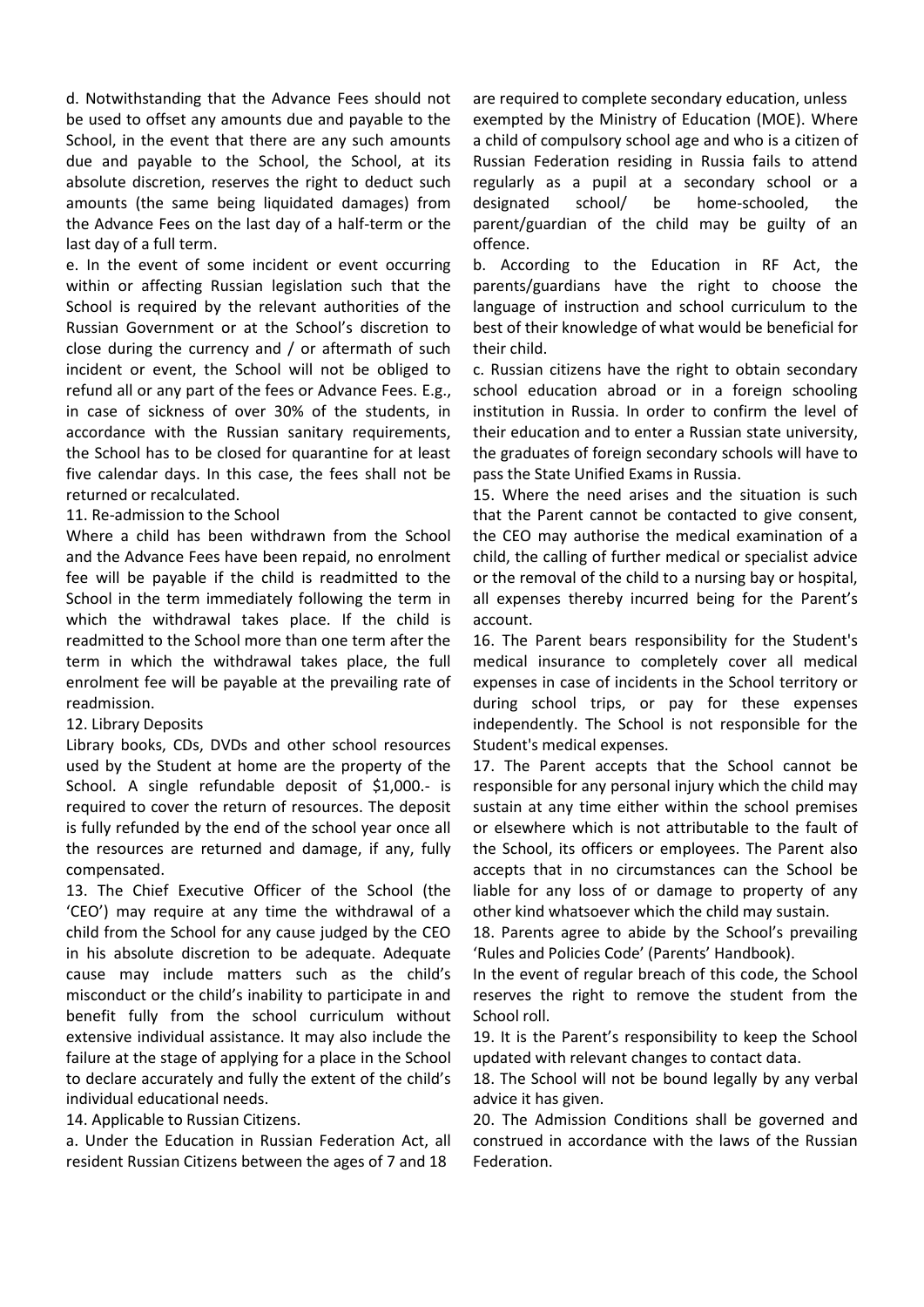d. Notwithstanding that the Advance Fees should not be used to offset any amounts due and payable to the School, in the event that there are any such amounts due and payable to the School, the School, at its absolute discretion, reserves the right to deduct such amounts (the same being liquidated damages) from the Advance Fees on the last day of a half-term or the last day of a full term.

e. In the event of some incident or event occurring within or affecting Russian legislation such that the School is required by the relevant authorities of the Russian Government or at the School's discretion to close during the currency and / or aftermath of such incident or event, the School will not be obliged to refund all or any part of the fees or Advance Fees. E.g., in case of sickness of over 30% of the students, in accordance with the Russian sanitary requirements, the School has to be closed for quarantine for at least five calendar days. In this case, the fees shall not be returned or recalculated.

11. Re-admission to the School

Where a child has been withdrawn from the School and the Advance Fees have been repaid, no enrolment fee will be payable if the child is readmitted to the School in the term immediately following the term in which the withdrawal takes place. If the child is readmitted to the School more than one term after the term in which the withdrawal takes place, the full enrolment fee will be payable at the prevailing rate of readmission.

12. Library Deposits

Library books, CDs, DVDs and other school resources used by the Student at home are the property of the School. A single refundable deposit of $1,000.- is required to cover the return of resources. The deposit is fully refunded by the end of the school year once all the resources are returned and damage, if any, fully compensated.

13. The Chief Executive Officer of the School (the 'CEO') may require at any time the withdrawal of a child from the School for any cause judged by the CEO in his absolute discretion to be adequate. Adequate cause may include matters such as the child's misconduct or the child's inability to participate in and benefit fully from the school curriculum without extensive individual assistance. It may also include the failure at the stage of applying for a place in the School to declare accurately and fully the extent of the child's individual educational needs.

14. Applicable to Russian Citizens.

a. Under the Education in Russian Federation Act, all resident Russian Citizens between the ages of 7 and 18 are required to complete secondary education, unless exempted by the Ministry of Education (MOE). Where a child of compulsory school age and who is a citizen of Russian Federation residing in Russia fails to attend regularly as a pupil at a secondary school or a designated school/ be home-schooled, the parent/guardian of the child may be guilty of an offence.

b. According to the Education in RF Act, the parents/guardians have the right to choose the language of instruction and school curriculum to the best of their knowledge of what would be beneficial for their child.

c. Russian citizens have the right to obtain secondary school education abroad or in a foreign schooling institution in Russia. In order to confirm the level of their education and to enter a Russian state university, the graduates of foreign secondary schools will have to pass the State Unified Exams in Russia.

15. Where the need arises and the situation is such that the Parent cannot be contacted to give consent, the CEO may authorise the medical examination of a child, the calling of further medical or specialist advice or the removal of the child to a nursing bay or hospital, all expenses thereby incurred being for the Parent's account.

16. The Parent bears responsibility for the Student's medical insurance to completely cover all medical expenses in case of incidents in the School territory or during school trips, or pay for these expenses independently. The School is not responsible for the Student's medical expenses.

17. The Parent accepts that the School cannot be responsible for any personal injury which the child may sustain at any time either within the school premises or elsewhere which is not attributable to the fault of the School, its officers or employees. The Parent also accepts that in no circumstances can the School be liable for any loss of or damage to property of any other kind whatsoever which the child may sustain.

18. Parents agree to abide by the School's prevailing 'Rules and Policies Code' (Parents' Handbook).

In the event of regular breach of this code, the School reserves the right to remove the student from the School roll.

19. It is the Parent's responsibility to keep the School updated with relevant changes to contact data.

18. The School will not be bound legally by any verbal advice it has given.

20. The Admission Conditions shall be governed and construed in accordance with the laws of the Russian Federation.